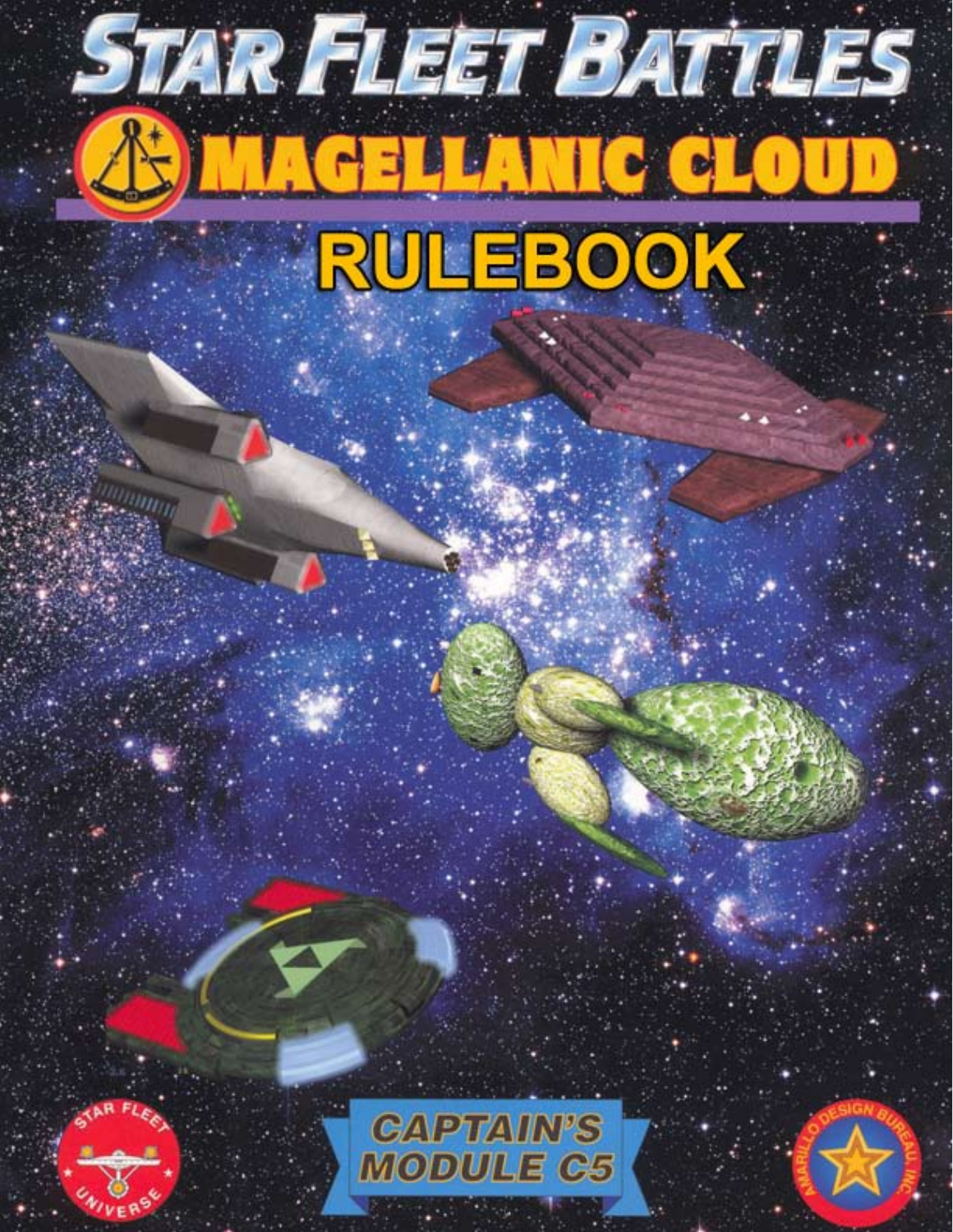# STAR FLEET BATTLES

## MAGELLANIC CLOUD

## RULEBOOK

STAR FLEET UNIVERSE

CAPTAIN'S MODULE C5

AMARILLO DESIGN BUREAU, INC.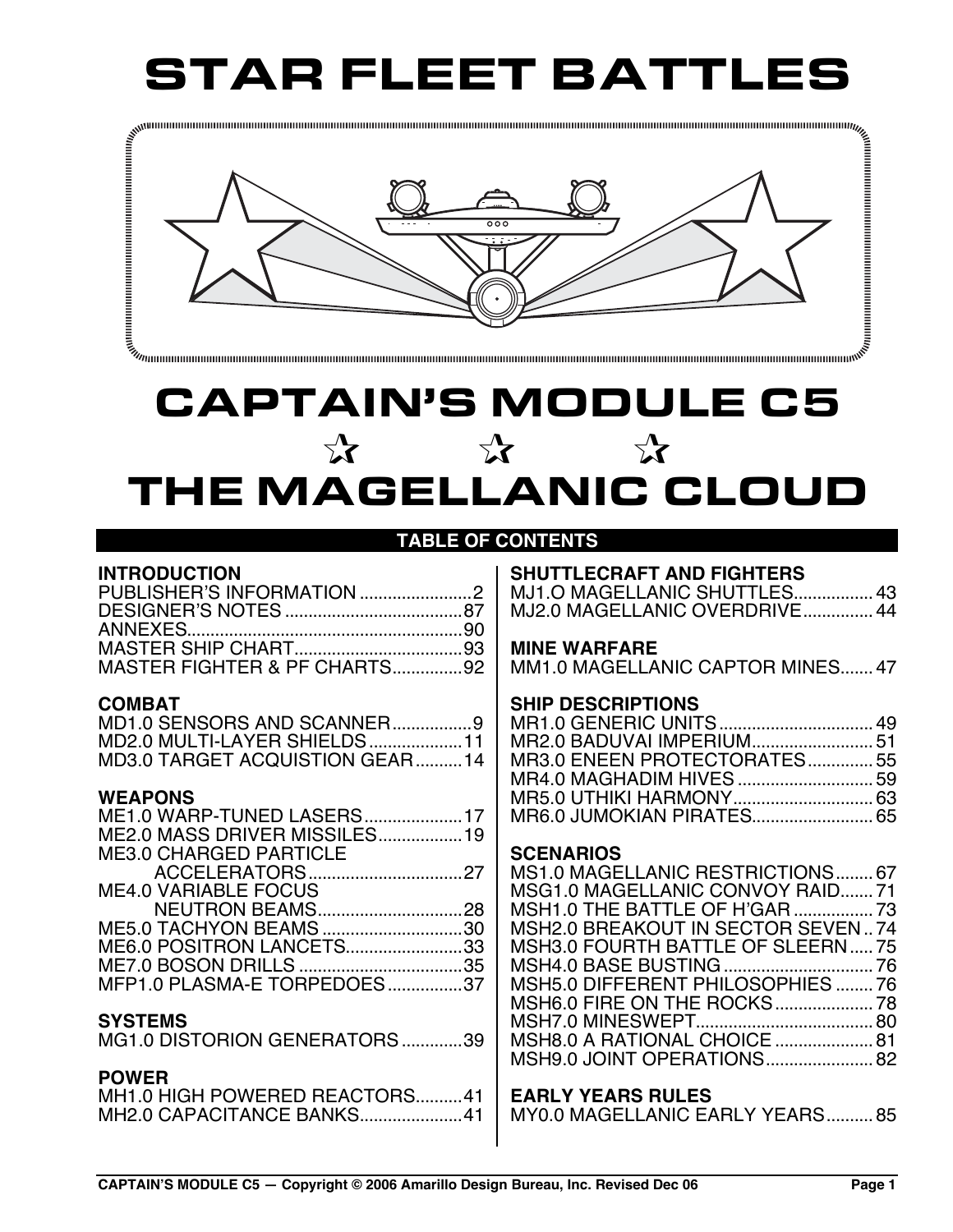# STAR FLEET BATTLES

# CAPTAIN'S MODULE C5

☆ ☆ ☆

# THE MAGELLANIC CLOUD

## TABLE OF CONTENTS

**INTRODUCTION**
PUBLISHER'S INFORMATION ........................2
DESIGNER'S NOTES ......................................87
ANNEXES..........................................................90
MASTER SHIP CHART.....................................93
MASTER FIGHTER & PF CHARTS...............92

**COMBAT**
MD1.0 SENSORS AND SCANNER.................9
MD2.0 MULTI-LAYER SHIELDS....................11
MD3.0 TARGET ACQUISTION GEAR..........14

**WEAPONS**
ME1.0 WARP-TUNED LASERS.....................17
ME2.0 MASS DRIVER MISSILES..................19
ME3.0 CHARGED PARTICLE ACCELERATORS.................................27
ME4.0 VARIABLE FOCUS NEUTRON BEAMS...............................28
ME5.0 TACHYON BEAMS..............................30
ME6.0 POSITRON LANCETS.........................33
ME7.0 BOSON DRILLS ...................................35
MFP1.0 PLASMA-E TORPEDOES................37

**SYSTEMS**
MG1.0 DISTORION GENERATORS.............39

**POWER**
MH1.0 HIGH POWERED REACTORS..........41
MH2.0 CAPACITANCE BANKS......................41

**SHUTTLECRAFT AND FIGHTERS**
MJ1.O MAGELLANIC SHUTTLES.................43
MJ2.0 MAGELLANIC OVERDRIVE...............44

**MINE WARFARE**
MM1.0 MAGELLANIC CAPTOR MINES.......47

**SHIP DESCRIPTIONS**
MR1.0 GENERIC UNITS.................................49
MR2.0 BADUVAI IMPERIUM..........................51
MR3.0 ENEEN PROTECTORATES.............55
MR4.0 MAGHADIM HIVES .............................59
MR5.0 UTHIKI HARMONY..............................63
MR6.0 JUMOKIAN PIRATES..........................65

**SCENARIOS**
MS1.0 MAGELLANIC RESTRICTIONS........67
MSG1.0 MAGELLANIC CONVOY RAID.......71
MSH1.0 THE BATTLE OF H'GAR .................73
MSH2.0 BREAKOUT IN SECTOR SEVEN..74
MSH3.0 FOURTH BATTLE OF SLEERN.....75
MSH4.0 BASE BUSTING ................................76
MSH5.0 DIFFERENT PHILOSOPHIES ........76
MSH6.0 FIRE ON THE ROCKS.....................78
MSH7.0 MINESWEPT......................................80
MSH8.0 A RATIONAL CHOICE .....................81
MSH9.0 JOINT OPERATIONS.......................82

**EARLY YEARS RULES**
MY0.0 MAGELLANIC EARLY YEARS..........85

CAPTAIN'S MODULE C5 — Copyright © 2006 Amarillo Design Bureau, Inc. Revised Dec 06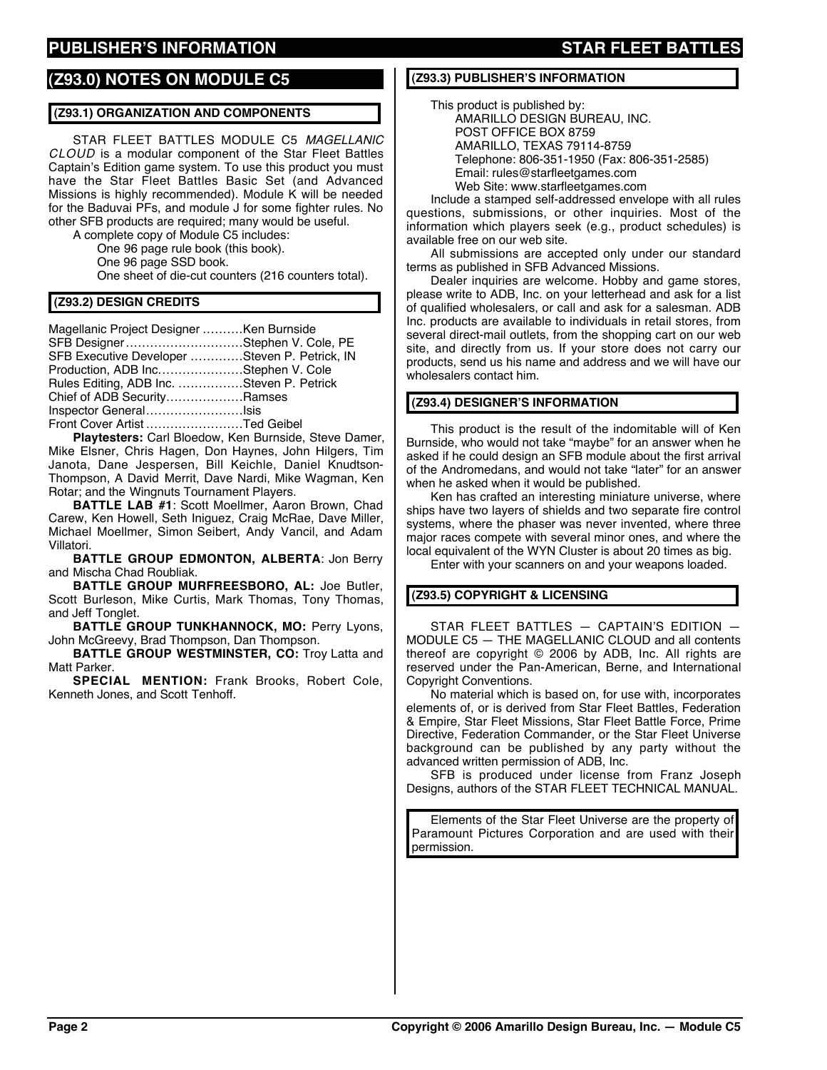# (Z93.0) NOTES ON MODULE C5

## (Z93.1) ORGANIZATION AND COMPONENTS

STAR FLEET BATTLES MODULE C5 *MAGELLANIC CLOUD* is a modular component of the Star Fleet Battles Captain's Edition game system. To use this product you must have the Star Fleet Battles Basic Set (and Advanced Missions is highly recommended). Module K will be needed for the Baduvai PFs, and module J for some fighter rules. No other SFB products are required; many would be useful.

A complete copy of Module C5 includes:

One 96 page rule book (this book).
One 96 page SSD book.
One sheet of die-cut counters (216 counters total).

## (Z93.2) DESIGN CREDITS

Magellanic Project Designer ..........Ken Burnside
SFB Designer .............................Stephen V. Cole, PE
SFB Executive Developer .............Steven P. Petrick, IN
Production, ADB Inc.....................Stephen V. Cole
Rules Editing, ADB Inc. ................Steven P. Petrick
Chief of ADB Security..................Ramses
Inspector General........................Isis
Front Cover Artist ........................Ted Geibel

**Playtesters:** Carl Bloedow, Ken Burnside, Steve Damer, Mike Elsner, Chris Hagen, Don Haynes, John Hilgers, Tim Janota, Dane Jespersen, Bill Keichle, Daniel Knudtson-Thompson, A David Merrit, Dave Nardi, Mike Wagman, Ken Rotar; and the Wingnuts Tournament Players.

**BATTLE LAB #1**: Scott Moellmer, Aaron Brown, Chad Carew, Ken Howell, Seth Iniguez, Craig McRae, Dave Miller, Michael Moellmer, Simon Seibert, Andy Vancil, and Adam Villatori.

**BATTLE GROUP EDMONTON, ALBERTA**: Jon Berry and Mischa Chad Roubliak.

**BATTLE GROUP MURFREESBORO, AL:** Joe Butler, Scott Burleson, Mike Curtis, Mark Thomas, Tony Thomas, and Jeff Tonglet.

**BATTLE GROUP TUNKHANNOCK, MO:** Perry Lyons, John McGreevy, Brad Thompson, Dan Thompson.

**BATTLE GROUP WESTMINSTER, CO:** Troy Latta and Matt Parker.

**SPECIAL MENTION:** Frank Brooks, Robert Cole, Kenneth Jones, and Scott Tenhoff.

## (Z93.3) PUBLISHER'S INFORMATION

This product is published by:

AMARILLO DESIGN BUREAU, INC.
POST OFFICE BOX 8759
AMARILLO, TEXAS 79114-8759
Telephone: 806-351-1950 (Fax: 806-351-2585)
Email: rules@starfleetgames.com
Web Site: www.starfleetgames.com

Include a stamped self-addressed envelope with all rules questions, submissions, or other inquiries. Most of the information which players seek (e.g., product schedules) is available free on our web site.

All submissions are accepted only under our standard terms as published in SFB Advanced Missions.

Dealer inquiries are welcome. Hobby and game stores, please write to ADB, Inc. on your letterhead and ask for a list of qualified wholesalers, or call and ask for a salesman. ADB Inc. products are available to individuals in retail stores, from several direct-mail outlets, from the shopping cart on our web site, and directly from us. If your store does not carry our products, send us his name and address and we will have our wholesalers contact him.

## (Z93.4) DESIGNER'S INFORMATION

This product is the result of the indomitable will of Ken Burnside, who would not take "maybe" for an answer when he asked if he could design an SFB module about the first arrival of the Andromedans, and would not take "later" for an answer when he asked when it would be published.

Ken has crafted an interesting miniature universe, where ships have two layers of shields and two separate fire control systems, where the phaser was never invented, where three major races compete with several minor ones, and where the local equivalent of the WYN Cluster is about 20 times as big.

Enter with your scanners on and your weapons loaded.

## (Z93.5) COPYRIGHT & LICENSING

STAR FLEET BATTLES — CAPTAIN'S EDITION — MODULE C5 — THE MAGELLANIC CLOUD and all contents thereof are copyright © 2006 by ADB, Inc. All rights are reserved under the Pan-American, Berne, and International Copyright Conventions.

No material which is based on, for use with, incorporates elements of, or is derived from Star Fleet Battles, Federation & Empire, Star Fleet Missions, Star Fleet Battle Force, Prime Directive, Federation Commander, or the Star Fleet Universe background can be published by any party without the advanced written permission of ADB, Inc.

SFB is produced under license from Franz Joseph Designs, authors of the STAR FLEET TECHNICAL MANUAL.

Elements of the Star Fleet Universe are the property of Paramount Pictures Corporation and are used with their permission.